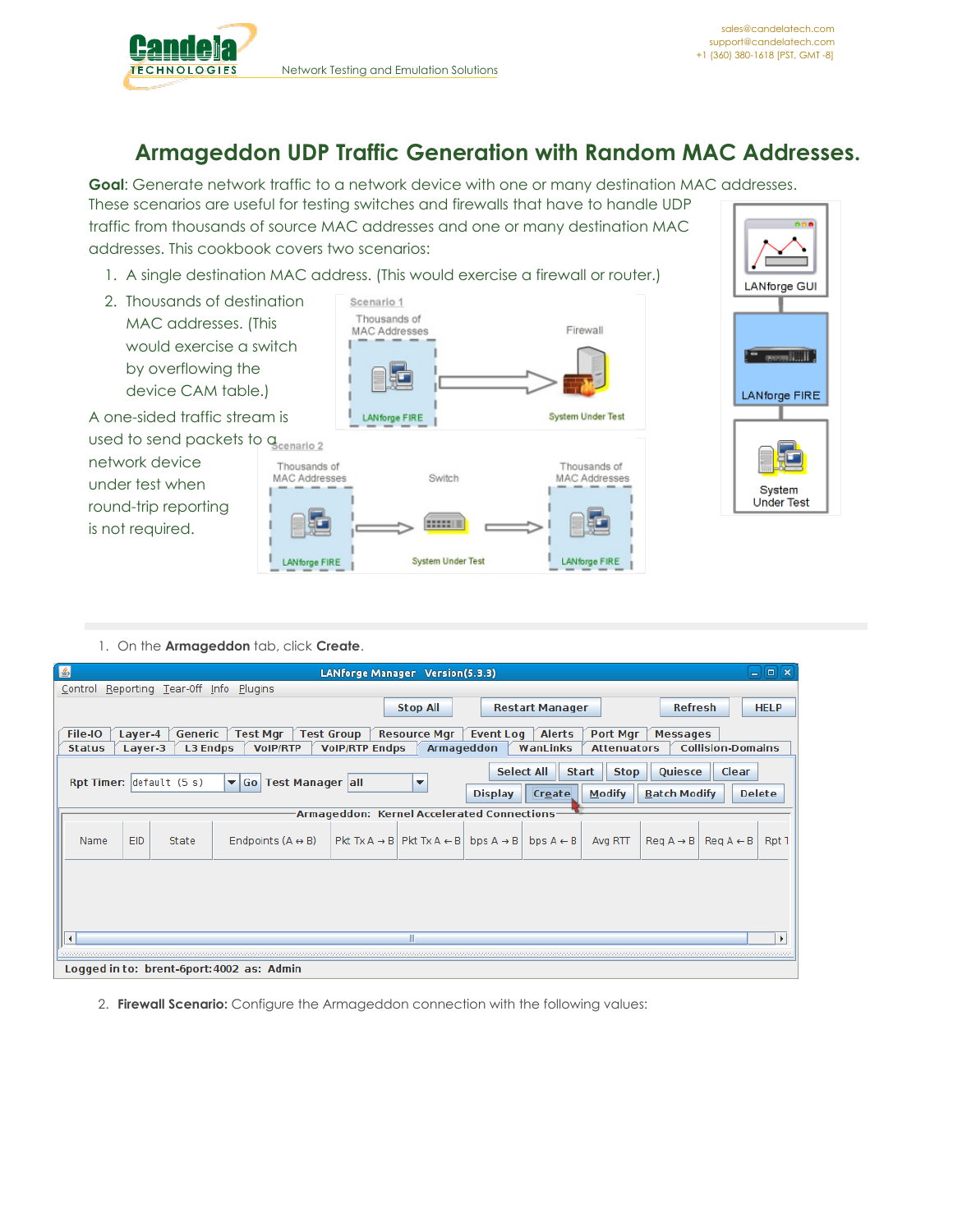# Armageddon UDP Traffic Generation with Random MAC Addresses.

**Goal**: Generate network traffic to a network device with one or many destination MAC addresses.

These scenarios are useful for testing switches and firewalls that have to handle UDP traffic from thousands of source MAC addresses and one or many destination MAC addresses. This cookbook covers two scenarios:

1. A single destination MAC address. (This would exercise a firewall or router.)
2. Thousands of destination MAC addresses. (This would exercise a switch by overflowing the device CAM table.)

A one-sided traffic stream is used to send packets to a network device under test when round-trip reporting is not required.

1. On the **Armageddon** tab, click **Create**.

2. **Firewall Scenario:** Configure the Armageddon connection with the following values: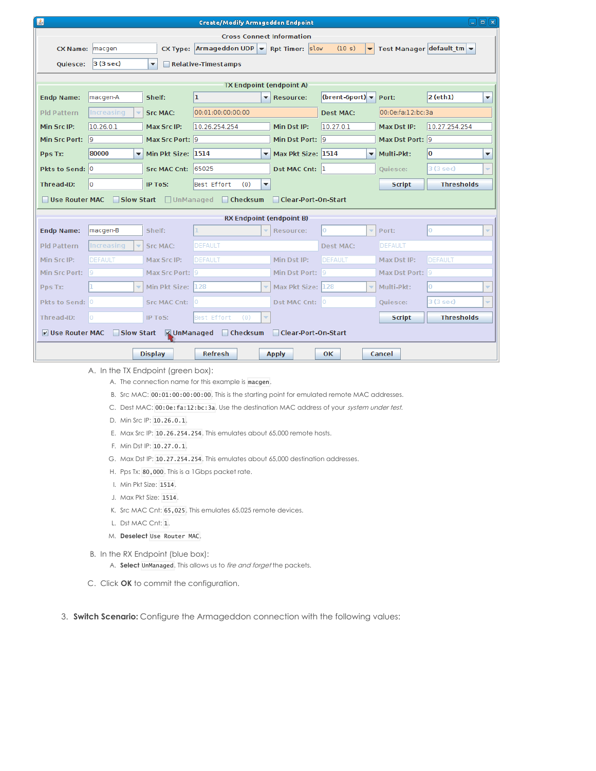A. In the TX Endpoint (green box):
   A. The connection name for this example is `macgen`.
   B. Src MAC: `00:01:00:00:00:00`. This is the starting point for emulated remote MAC addresses.
   C. Dest MAC: `00:0e:fa:12:bc:3a`. Use the destination MAC address of your *system under test*.
   D. Min Src IP: `10.26.0.1`.
   E. Max Src IP: `10.26.254.254`. This emulates about 65,000 remote hosts.
   F. Min Dst IP: `10.27.0.1`.
   G. Max Dst IP: `10.27.254.254`. This emulates about 65,000 destination addresses.
   H. Pps Tx: `80,000`. This is a 1Gbps packet rate.
   I. Min Pkt Size: `1514`.
   J. Max Pkt Size: `1514`.
   K. Src MAC Cnt: `65,025`. This emulates 65,025 remote devices.
   L. Dst MAC Cnt: `1`.
   M. **Deselect** `Use Router MAC`.

B. In the RX Endpoint (blue box):
   A. **Select** `UnManaged`. This allows us to *fire and forget* the packets.

C. Click **OK** to commit the configuration.

3. **Switch Scenario:** Configure the Armageddon connection with the following values: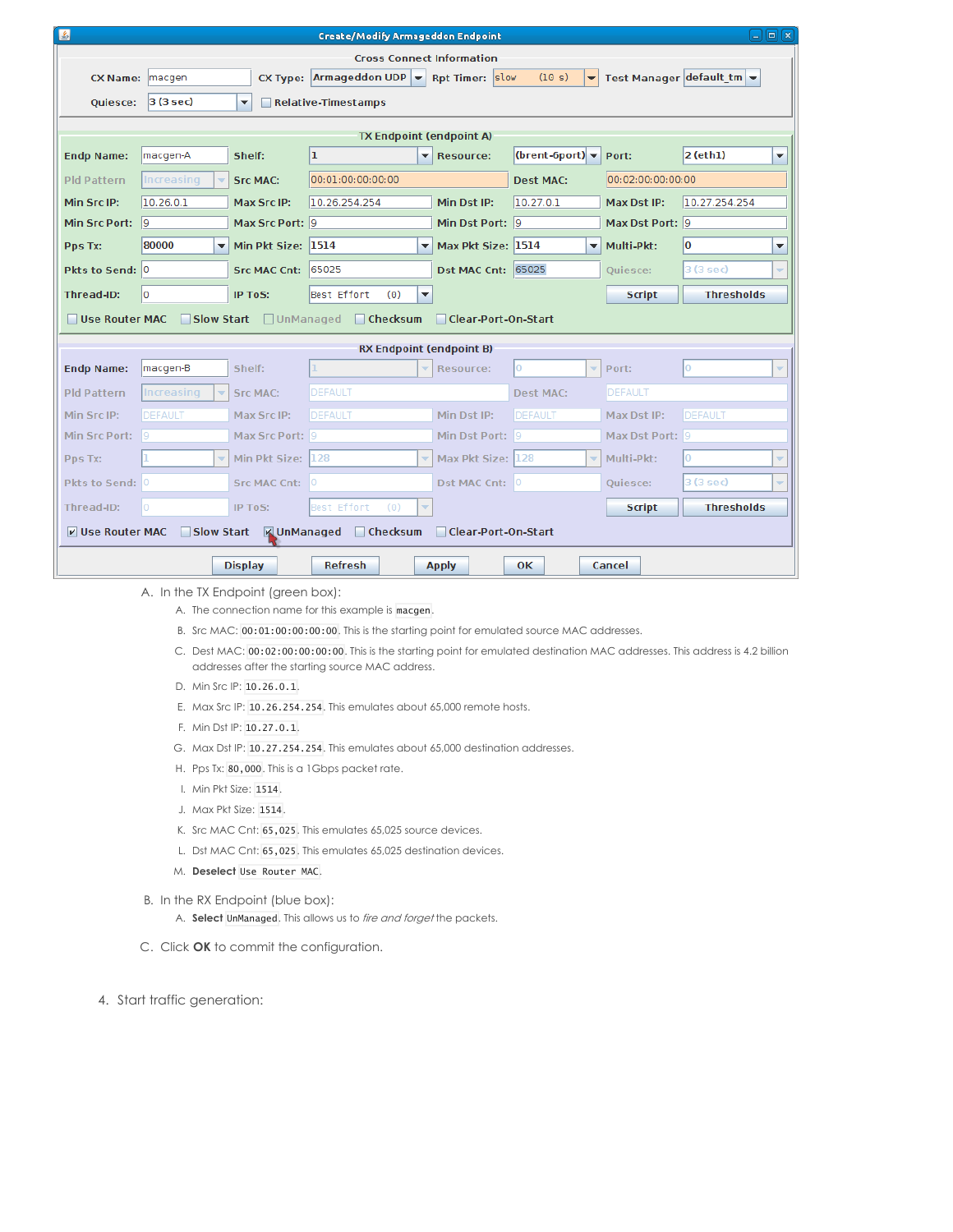A. In the TX Endpoint (green box):
   A. The connection name for this example is `macgen`.
   B. Src MAC: `00:01:00:00:00:00`. This is the starting point for emulated source MAC addresses.
   C. Dest MAC: `00:02:00:00:00:00`. This is the starting point for emulated destination MAC addresses. This address is 4.2 billion addresses after the starting source MAC address.
   D. Min Src IP: `10.26.0.1`.
   E. Max Src IP: `10.26.254.254`. This emulates about 65,000 remote hosts.
   F. Min Dst IP: `10.27.0.1`.
   G. Max Dst IP: `10.27.254.254`. This emulates about 65,000 destination addresses.
   H. Pps Tx: `80,000`. This is a 1Gbps packet rate.
   I. Min Pkt Size: `1514`.
   J. Max Pkt Size: `1514`.
   K. Src MAC Cnt: `65,025`. This emulates 65,025 source devices.
   L. Dst MAC Cnt: `65,025`. This emulates 65,025 destination devices.
   M. **Deselect** `Use Router MAC`.
B. In the RX Endpoint (blue box):
   A. **Select** `UnManaged`. This allows us to *fire and forget* the packets.
C. Click **OK** to commit the configuration.

4. Start traffic generation: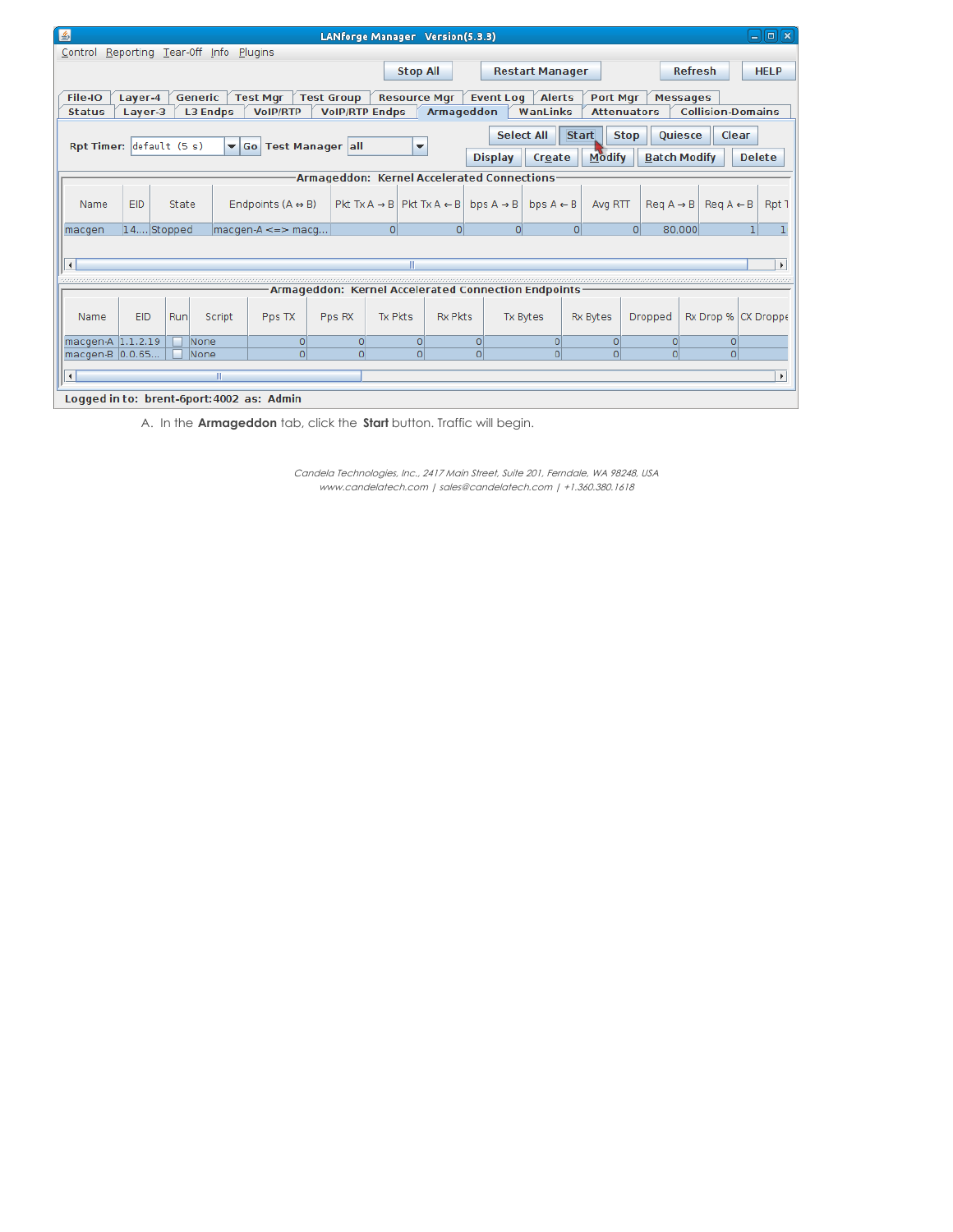A. In the **Armageddon** tab, click the **Start** button. Traffic will begin.

*Candela Technologies, Inc., 2417 Main Street, Suite 201, Ferndale, WA 98248, USA*
*www.candelatech.com | sales@candelatech.com | +1.360.380.1618*